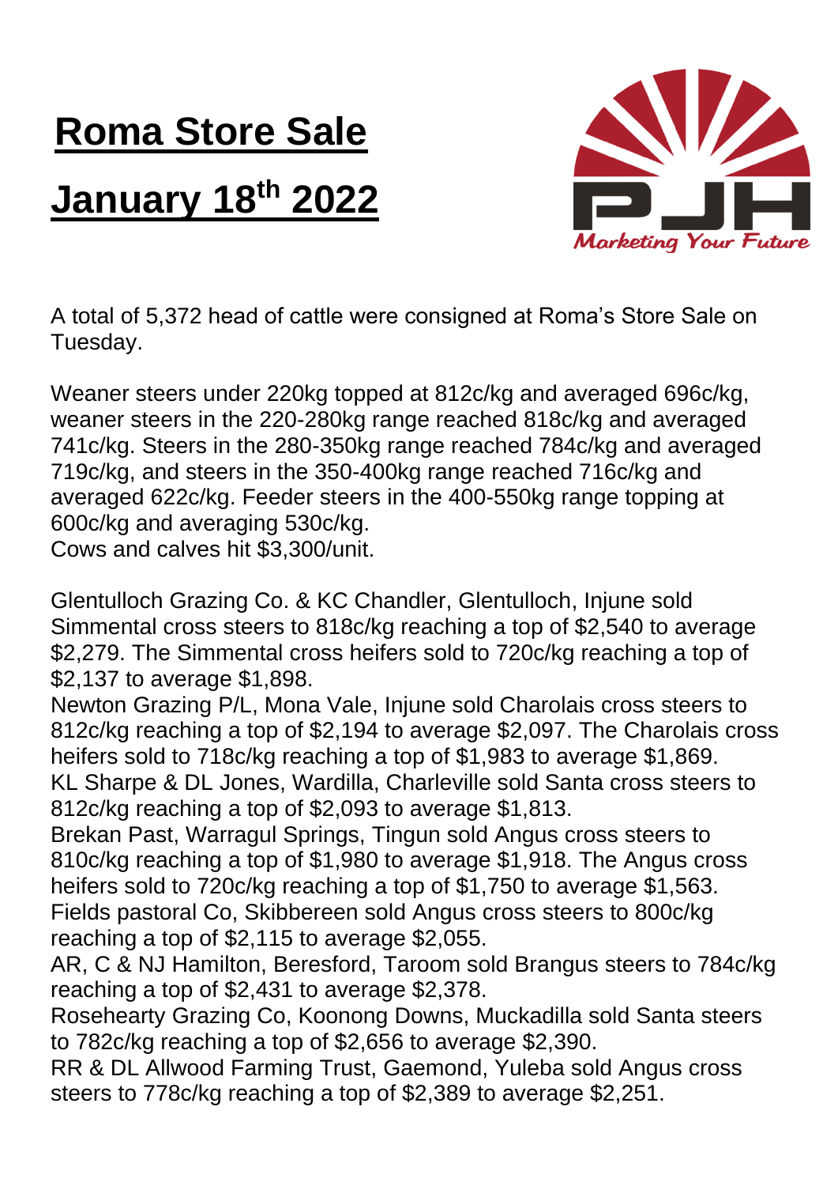# Roma Store Sale

# January 18th 2022

A total of 5,372 head of cattle were consigned at Roma's Store Sale on Tuesday.

Weaner steers under 220kg topped at 812c/kg and averaged 696c/kg, weaner steers in the 220-280kg range reached 818c/kg and averaged 741c/kg. Steers in the 280-350kg range reached 784c/kg and averaged 719c/kg, and steers in the 350-400kg range reached 716c/kg and averaged 622c/kg. Feeder steers in the 400-550kg range topping at 600c/kg and averaging 530c/kg.
Cows and calves hit $3,300/unit.

Glentulloch Grazing Co. & KC Chandler, Glentulloch, Injune sold Simmental cross steers to 818c/kg reaching a top of $2,540 to average $2,279. The Simmental cross heifers sold to 720c/kg reaching a top of $2,137 to average $1,898.
Newton Grazing P/L, Mona Vale, Injune sold Charolais cross steers to 812c/kg reaching a top of $2,194 to average $2,097. The Charolais cross heifers sold to 718c/kg reaching a top of $1,983 to average $1,869.
KL Sharpe & DL Jones, Wardilla, Charleville sold Santa cross steers to 812c/kg reaching a top of $2,093 to average $1,813.
Brekan Past, Warragul Springs, Tingun sold Angus cross steers to 810c/kg reaching a top of $1,980 to average $1,918. The Angus cross heifers sold to 720c/kg reaching a top of $1,750 to average $1,563.
Fields pastoral Co, Skibbereen sold Angus cross steers to 800c/kg reaching a top of $2,115 to average $2,055.
AR, C & NJ Hamilton, Beresford, Taroom sold Brangus steers to 784c/kg reaching a top of $2,431 to average $2,378.
Rosehearty Grazing Co, Koonong Downs, Muckadilla sold Santa steers to 782c/kg reaching a top of $2,656 to average $2,390.
RR & DL Allwood Farming Trust, Gaemond, Yuleba sold Angus cross steers to 778c/kg reaching a top of $2,389 to average $2,251.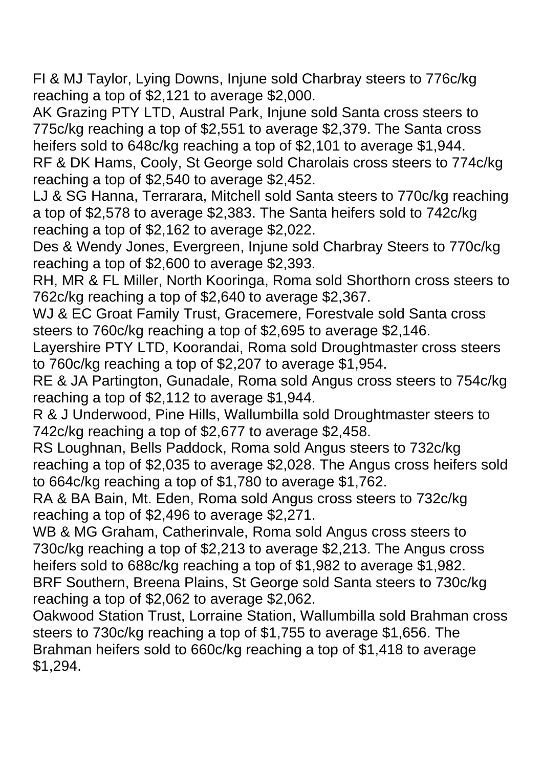FI & MJ Taylor, Lying Downs, Injune sold Charbray steers to 776c/kg reaching a top of $2,121 to average $2,000.

AK Grazing PTY LTD, Austral Park, Injune sold Santa cross steers to 775c/kg reaching a top of $2,551 to average $2,379. The Santa cross heifers sold to 648c/kg reaching a top of $2,101 to average $1,944.

RF & DK Hams, Cooly, St George sold Charolais cross steers to 774c/kg reaching a top of $2,540 to average $2,452.

LJ & SG Hanna, Terrarara, Mitchell sold Santa steers to 770c/kg reaching a top of $2,578 to average $2,383. The Santa heifers sold to 742c/kg reaching a top of $2,162 to average $2,022.

Des & Wendy Jones, Evergreen, Injune sold Charbray Steers to 770c/kg reaching a top of $2,600 to average $2,393.

RH, MR & FL Miller, North Kooringa, Roma sold Shorthorn cross steers to 762c/kg reaching a top of $2,640 to average $2,367.

WJ & EC Groat Family Trust, Gracemere, Forestvale sold Santa cross steers to 760c/kg reaching a top of $2,695 to average $2,146.

Layershire PTY LTD, Koorandai, Roma sold Droughtmaster cross steers to 760c/kg reaching a top of $2,207 to average $1,954.

RE & JA Partington, Gunadale, Roma sold Angus cross steers to 754c/kg reaching a top of $2,112 to average $1,944.

R & J Underwood, Pine Hills, Wallumbilla sold Droughtmaster steers to 742c/kg reaching a top of $2,677 to average $2,458.

RS Loughnan, Bells Paddock, Roma sold Angus steers to 732c/kg reaching a top of $2,035 to average $2,028. The Angus cross heifers sold to 664c/kg reaching a top of $1,780 to average $1,762.

RA & BA Bain, Mt. Eden, Roma sold Angus cross steers to 732c/kg reaching a top of $2,496 to average $2,271.

WB & MG Graham, Catherinvale, Roma sold Angus cross steers to 730c/kg reaching a top of $2,213 to average $2,213. The Angus cross heifers sold to 688c/kg reaching a top of $1,982 to average $1,982.

BRF Southern, Breena Plains, St George sold Santa steers to 730c/kg reaching a top of $2,062 to average $2,062.

Oakwood Station Trust, Lorraine Station, Wallumbilla sold Brahman cross steers to 730c/kg reaching a top of $1,755 to average $1,656. The Brahman heifers sold to 660c/kg reaching a top of $1,418 to average $1,294.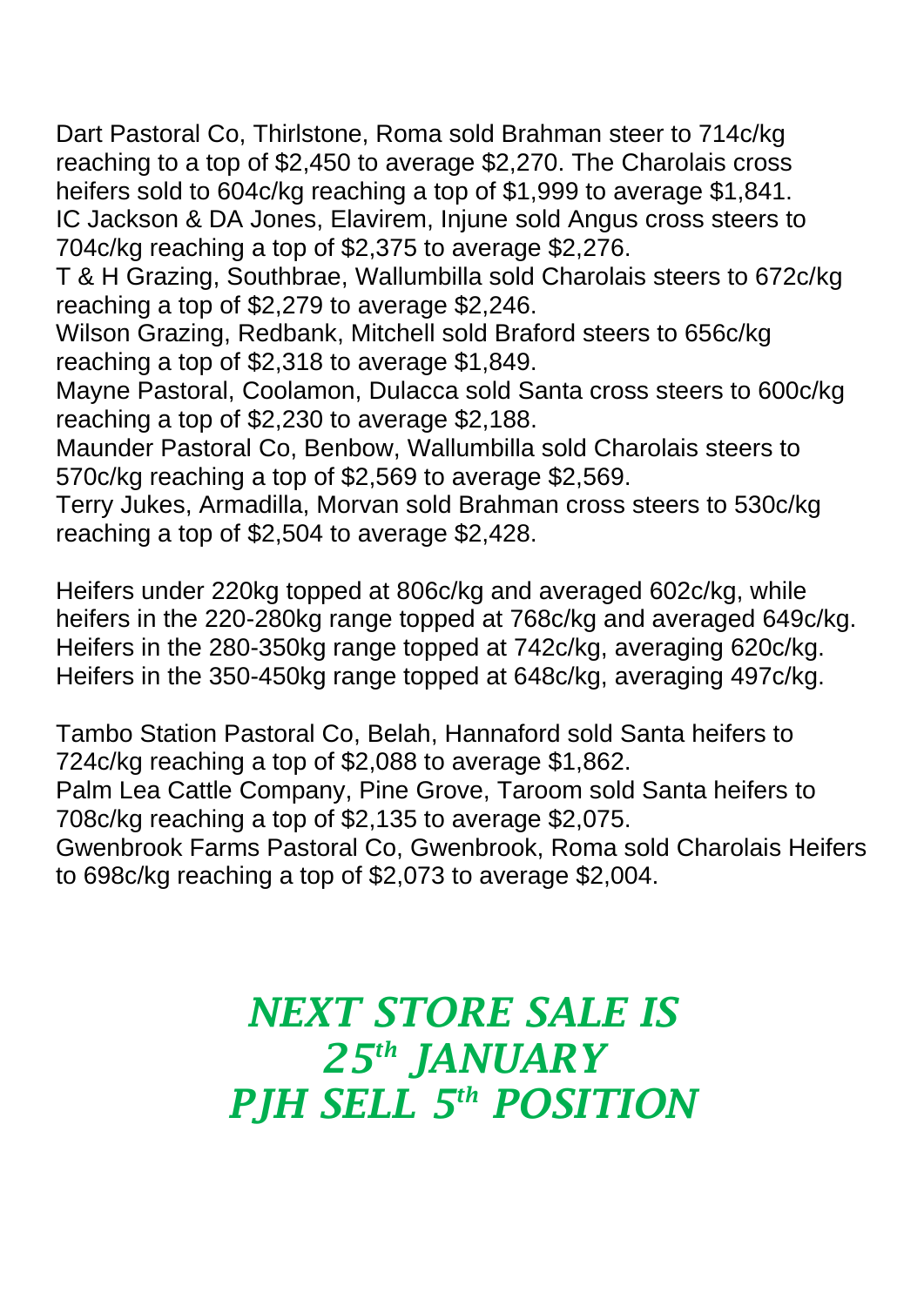Dart Pastoral Co, Thirlstone, Roma sold Brahman steer to 714c/kg reaching to a top of $2,450 to average $2,270. The Charolais cross heifers sold to 604c/kg reaching a top of $1,999 to average $1,841.
IC Jackson & DA Jones, Elavirem, Injune sold Angus cross steers to 704c/kg reaching a top of $2,375 to average $2,276.
T & H Grazing, Southbrae, Wallumbilla sold Charolais steers to 672c/kg reaching a top of $2,279 to average $2,246.
Wilson Grazing, Redbank, Mitchell sold Braford steers to 656c/kg reaching a top of $2,318 to average $1,849.
Mayne Pastoral, Coolamon, Dulacca sold Santa cross steers to 600c/kg reaching a top of $2,230 to average $2,188.
Maunder Pastoral Co, Benbow, Wallumbilla sold Charolais steers to 570c/kg reaching a top of $2,569 to average $2,569.
Terry Jukes, Armadilla, Morvan sold Brahman cross steers to 530c/kg reaching a top of $2,504 to average $2,428.

Heifers under 220kg topped at 806c/kg and averaged 602c/kg, while heifers in the 220-280kg range topped at 768c/kg and averaged 649c/kg. Heifers in the 280-350kg range topped at 742c/kg, averaging 620c/kg. Heifers in the 350-450kg range topped at 648c/kg, averaging 497c/kg.

Tambo Station Pastoral Co, Belah, Hannaford sold Santa heifers to 724c/kg reaching a top of $2,088 to average $1,862.
Palm Lea Cattle Company, Pine Grove, Taroom sold Santa heifers to 708c/kg reaching a top of $2,135 to average $2,075.
Gwenbrook Farms Pastoral Co, Gwenbrook, Roma sold Charolais Heifers to 698c/kg reaching a top of $2,073 to average $2,004.

***NEXT STORE SALE IS 25th JANUARY***
***PJH SELL 5th POSITION***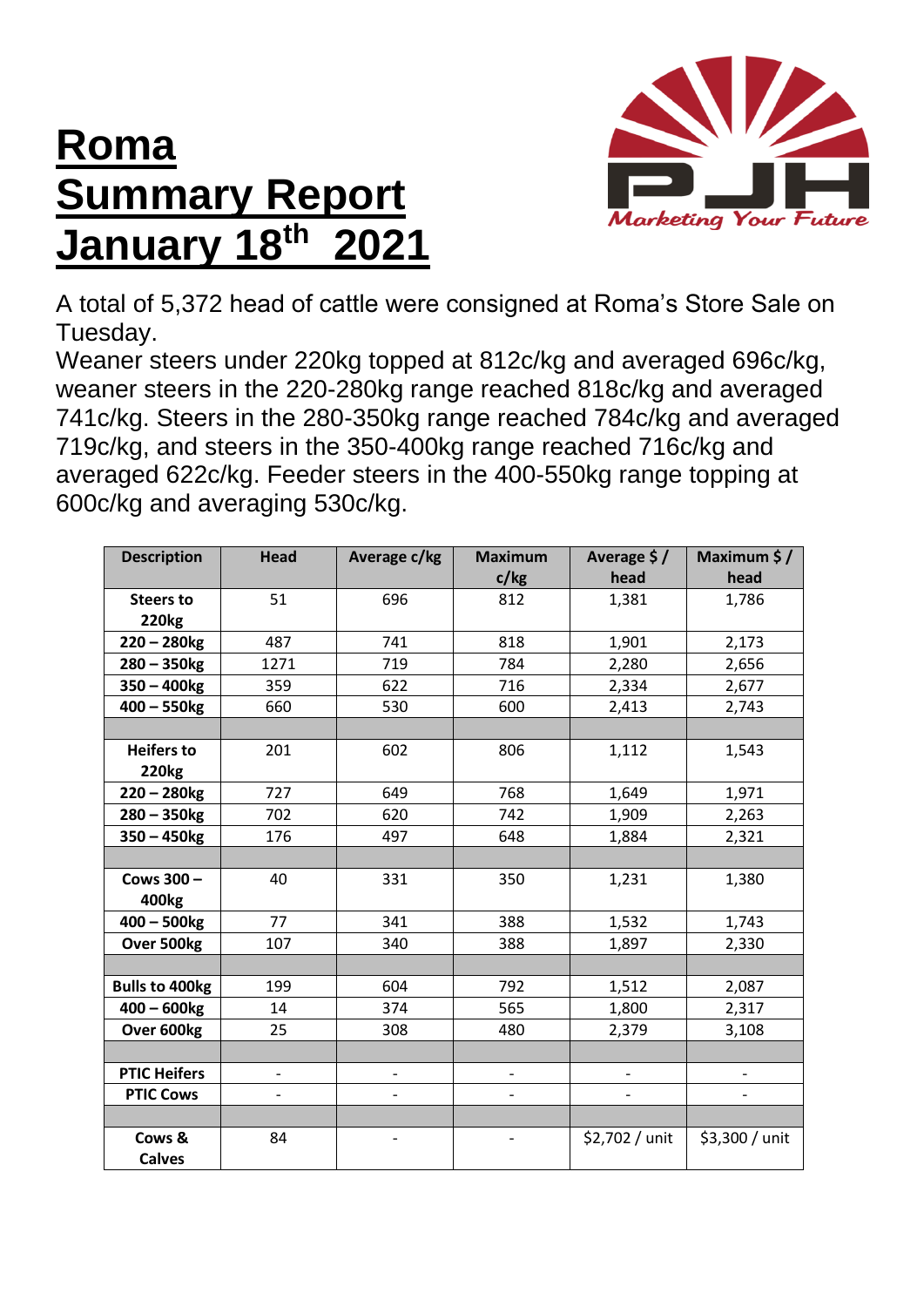# Roma Summary Report January 18th 2021

PJH
*Marketing Your Future*

A total of 5,372 head of cattle were consigned at Roma's Store Sale on Tuesday.
Weaner steers under 220kg topped at 812c/kg and averaged 696c/kg, weaner steers in the 220-280kg range reached 818c/kg and averaged 741c/kg. Steers in the 280-350kg range reached 784c/kg and averaged 719c/kg, and steers in the 350-400kg range reached 716c/kg and averaged 622c/kg. Feeder steers in the 400-550kg range topping at 600c/kg and averaging 530c/kg.

| Description | Head | Average c/kg | Maximum c/kg | Average $ / head | Maximum $ / head |
|---|---|---|---|---|---|
| **Steers to 220kg** | 51 | 696 | 812 | 1,381 | 1,786 |
| **220 – 280kg** | 487 | 741 | 818 | 1,901 | 2,173 |
| **280 – 350kg** | 1271 | 719 | 784 | 2,280 | 2,656 |
| **350 – 400kg** | 359 | 622 | 716 | 2,334 | 2,677 |
| **400 – 550kg** | 660 | 530 | 600 | 2,413 | 2,743 |
| | | | | | |
| **Heifers to 220kg** | 201 | 602 | 806 | 1,112 | 1,543 |
| **220 – 280kg** | 727 | 649 | 768 | 1,649 | 1,971 |
| **280 – 350kg** | 702 | 620 | 742 | 1,909 | 2,263 |
| **350 – 450kg** | 176 | 497 | 648 | 1,884 | 2,321 |
| | | | | | |
| **Cows 300 – 400kg** | 40 | 331 | 350 | 1,231 | 1,380 |
| **400 – 500kg** | 77 | 341 | 388 | 1,532 | 1,743 |
| **Over 500kg** | 107 | 340 | 388 | 1,897 | 2,330 |
| | | | | | |
| **Bulls to 400kg** | 199 | 604 | 792 | 1,512 | 2,087 |
| **400 – 600kg** | 14 | 374 | 565 | 1,800 | 2,317 |
| **Over 600kg** | 25 | 308 | 480 | 2,379 | 3,108 |
| | | | | | |
| **PTIC Heifers** | - | - | - | - | - |
| **PTIC Cows** | - | - | - | - | - |
| | | | | | |
| **Cows & Calves** | 84 | - | - | $2,702 / unit | $3,300 / unit |